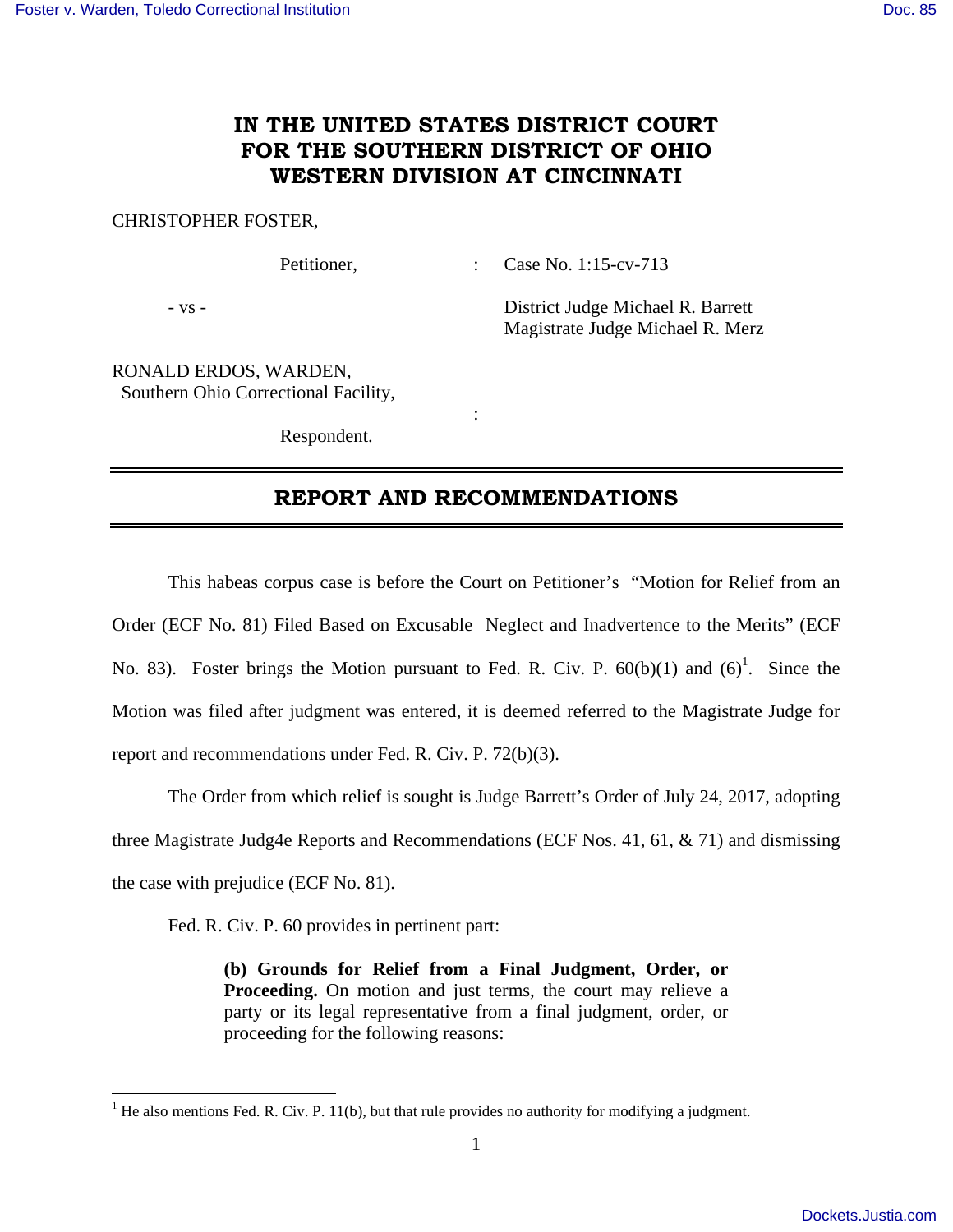# IN THE UNITED STATES DISTRICT COURT FOR THE SOUTHERN DISTRICT OF OHIO WESTERN DIVISION AT CINCINNATI

CHRISTOPHER FOSTER,

Petitioner, : Case No. 1:15-cv-713

\- vs - District Judge Michael R. Barrett
Magistrate Judge Michael R. Merz

RONALD ERDOS, WARDEN,
Southern Ohio Correctional Facility,

:

Respondent.

---

## REPORT AND RECOMMENDATIONS

---

This habeas corpus case is before the Court on Petitioner's "Motion for Relief from an Order (ECF No. 81) Filed Based on Excusable Neglect and Inadvertence to the Merits" (ECF No. 83). Foster brings the Motion pursuant to Fed. R. Civ. P. 60(b)(1) and (6)[1]. Since the Motion was filed after judgment was entered, it is deemed referred to the Magistrate Judge for report and recommendations under Fed. R. Civ. P. 72(b)(3).

The Order from which relief is sought is Judge Barrett's Order of July 24, 2017, adopting three Magistrate Judg4e Reports and Recommendations (ECF Nos. 41, 61, & 71) and dismissing the case with prejudice (ECF No. 81).

Fed. R. Civ. P. 60 provides in pertinent part:

> **(b) Grounds for Relief from a Final Judgment, Order, or Proceeding.** On motion and just terms, the court may relieve a party or its legal representative from a final judgment, order, or proceeding for the following reasons:

---

[1] He also mentions Fed. R. Civ. P. 11(b), but that rule provides no authority for modifying a judgment.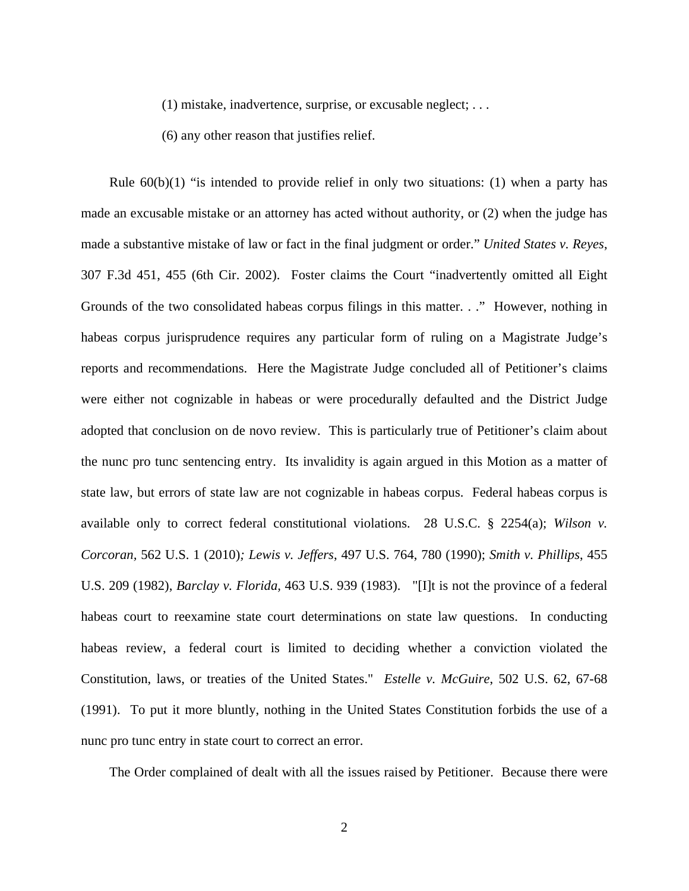(1) mistake, inadvertence, surprise, or excusable neglect; . . .

(6) any other reason that justifies relief.

Rule 60(b)(1) "is intended to provide relief in only two situations: (1) when a party has made an excusable mistake or an attorney has acted without authority, or (2) when the judge has made a substantive mistake of law or fact in the final judgment or order." *United States v. Reyes*, 307 F.3d 451, 455 (6th Cir. 2002). Foster claims the Court "inadvertently omitted all Eight Grounds of the two consolidated habeas corpus filings in this matter. . ." However, nothing in habeas corpus jurisprudence requires any particular form of ruling on a Magistrate Judge's reports and recommendations. Here the Magistrate Judge concluded all of Petitioner's claims were either not cognizable in habeas or were procedurally defaulted and the District Judge adopted that conclusion on de novo review. This is particularly true of Petitioner's claim about the nunc pro tunc sentencing entry. Its invalidity is again argued in this Motion as a matter of state law, but errors of state law are not cognizable in habeas corpus. Federal habeas corpus is available only to correct federal constitutional violations. 28 U.S.C. § 2254(a); *Wilson v. Corcoran*, 562 U.S. 1 (2010)*; Lewis v. Jeffers*, 497 U.S. 764, 780 (1990); *Smith v. Phillips*, 455 U.S. 209 (1982), *Barclay v. Florida*, 463 U.S. 939 (1983). "[I]t is not the province of a federal habeas court to reexamine state court determinations on state law questions. In conducting habeas review, a federal court is limited to deciding whether a conviction violated the Constitution, laws, or treaties of the United States." *Estelle v. McGuire*, 502 U.S. 62, 67-68 (1991). To put it more bluntly, nothing in the United States Constitution forbids the use of a nunc pro tunc entry in state court to correct an error.

The Order complained of dealt with all the issues raised by Petitioner. Because there were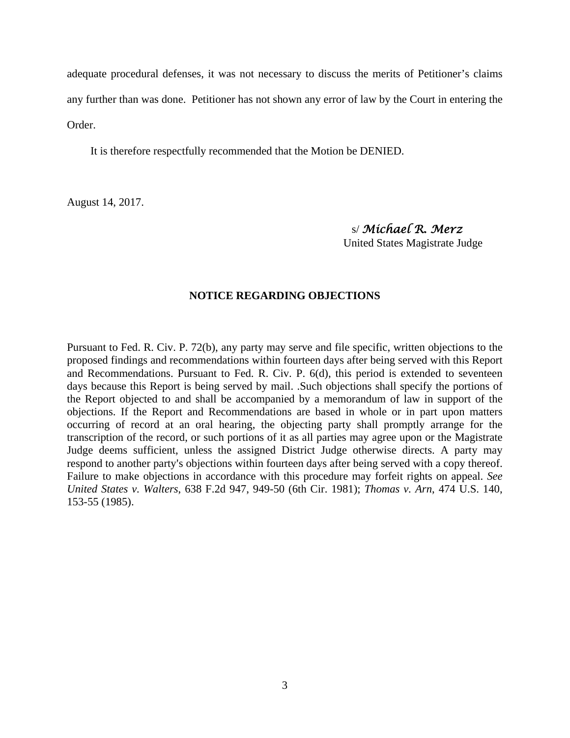adequate procedural defenses, it was not necessary to discuss the merits of Petitioner's claims any further than was done. Petitioner has not shown any error of law by the Court in entering the Order.

It is therefore respectfully recommended that the Motion be DENIED.

August 14, 2017.

s/ *Michael R. Merz*
United States Magistrate Judge

**NOTICE REGARDING OBJECTIONS**

Pursuant to Fed. R. Civ. P. 72(b), any party may serve and file specific, written objections to the proposed findings and recommendations within fourteen days after being served with this Report and Recommendations. Pursuant to Fed. R. Civ. P. 6(d), this period is extended to seventeen days because this Report is being served by mail. .Such objections shall specify the portions of the Report objected to and shall be accompanied by a memorandum of law in support of the objections. If the Report and Recommendations are based in whole or in part upon matters occurring of record at an oral hearing, the objecting party shall promptly arrange for the transcription of the record, or such portions of it as all parties may agree upon or the Magistrate Judge deems sufficient, unless the assigned District Judge otherwise directs. A party may respond to another party's objections within fourteen days after being served with a copy thereof. Failure to make objections in accordance with this procedure may forfeit rights on appeal. *See United States v. Walters*, 638 F.2d 947, 949-50 (6th Cir. 1981); *Thomas v. Arn*, 474 U.S. 140, 153-55 (1985).